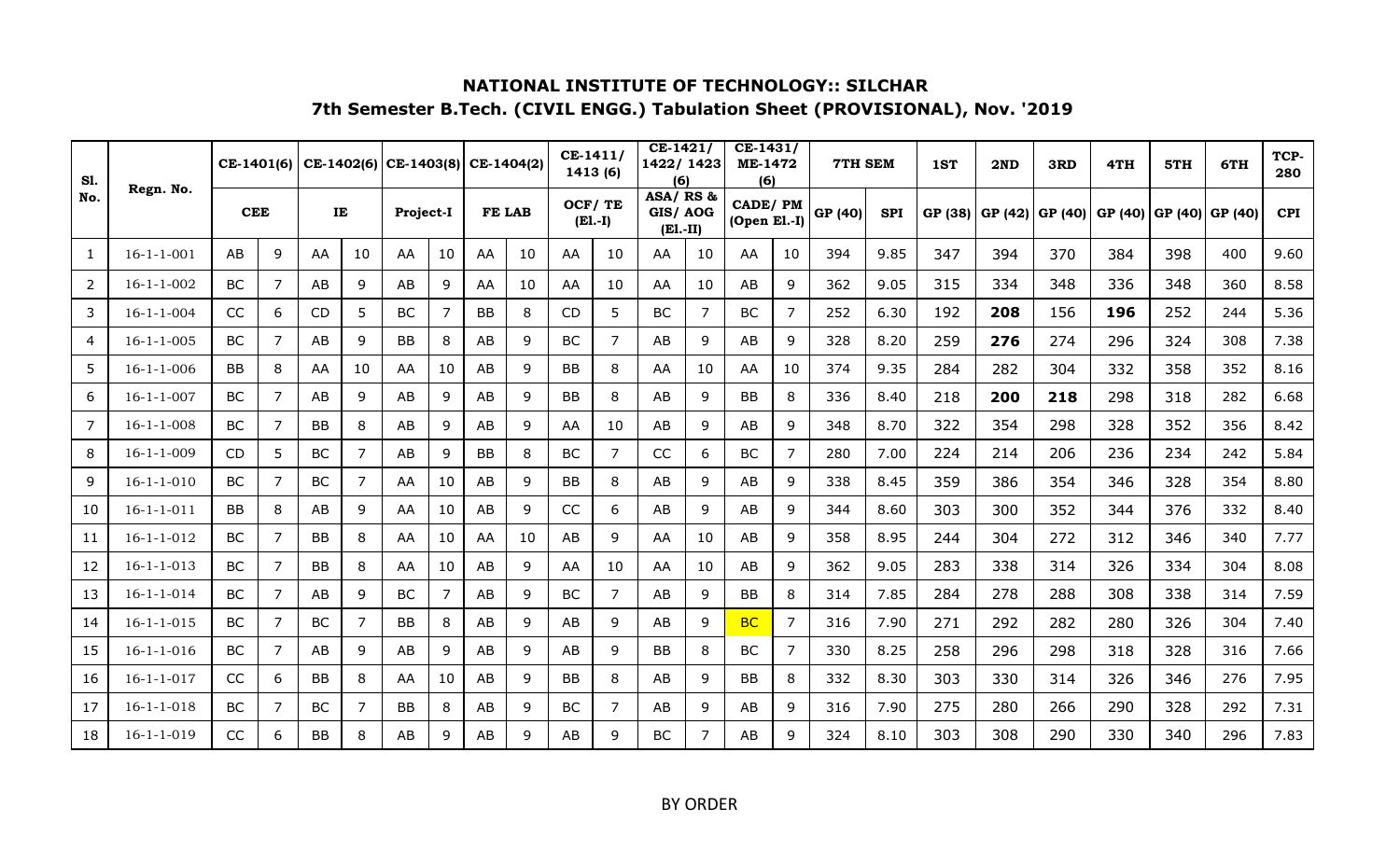# NATIONAL INSTITUTE OF TECHNOLOGY:: SILCHAR

## 7th Semester B.Tech. (CIVIL ENGG.) Tabulation Sheet (PROVISIONAL), Nov. '2019

| Sl. No. | Regn. No. | CE-1401(6) | | CE-1402(6) | | CE-1403(8) | | CE-1404(2) | | CE-1411/ 1413 (6) | | CE-1421/ 1422/ 1423 (6) | | CE-1431/ ME-1472 (6) | | 7TH SEM | | 1ST | 2ND | 3RD | 4TH | 5TH | 6TH | TCP-280 |
|---|---|---|---|---|---|---|---|---|---|---|---|---|---|---|---|---|---|---|---|---|---|---|---|---|
| | | CEE | | IE | | Project-I | | FE LAB | | OCF/ TE (El.-I) | | ASA/ RS & GIS/ AOG (El.-II) | | CADE/ PM (Open El.-I) | | GP (40) | SPI | GP (38) | GP (42) | GP (40) | GP (40) | GP (40) | GP (40) | CPI |
| 1 | 16-1-1-001 | AB | 9 | AA | 10 | AA | 10 | AA | 10 | AA | 10 | AA | 10 | AA | 10 | 394 | 9.85 | 347 | 394 | 370 | 384 | 398 | 400 | 9.60 |
| 2 | 16-1-1-002 | BC | 7 | AB | 9 | AB | 9 | AA | 10 | AA | 10 | AA | 10 | AB | 9 | 362 | 9.05 | 315 | 334 | 348 | 336 | 348 | 360 | 8.58 |
| 3 | 16-1-1-004 | CC | 6 | CD | 5 | BC | 7 | BB | 8 | CD | 5 | BC | 7 | BC | 7 | 252 | 6.30 | 192 | **208** | 156 | **196** | 252 | 244 | 5.36 |
| 4 | 16-1-1-005 | BC | 7 | AB | 9 | BB | 8 | AB | 9 | BC | 7 | AB | 9 | AB | 9 | 328 | 8.20 | 259 | **276** | 274 | 296 | 324 | 308 | 7.38 |
| 5 | 16-1-1-006 | BB | 8 | AA | 10 | AA | 10 | AB | 9 | BB | 8 | AA | 10 | AA | 10 | 374 | 9.35 | 284 | 282 | 304 | 332 | 358 | 352 | 8.16 |
| 6 | 16-1-1-007 | BC | 7 | AB | 9 | AB | 9 | AB | 9 | BB | 8 | AB | 9 | BB | 8 | 336 | 8.40 | 218 | **200** | **218** | 298 | 318 | 282 | 6.68 |
| 7 | 16-1-1-008 | BC | 7 | BB | 8 | AB | 9 | AB | 9 | AA | 10 | AB | 9 | AB | 9 | 348 | 8.70 | 322 | 354 | 298 | 328 | 352 | 356 | 8.42 |
| 8 | 16-1-1-009 | CD | 5 | BC | 7 | AB | 9 | BB | 8 | BC | 7 | CC | 6 | BC | 7 | 280 | 7.00 | 224 | 214 | 206 | 236 | 234 | 242 | 5.84 |
| 9 | 16-1-1-010 | BC | 7 | BC | 7 | AA | 10 | AB | 9 | BB | 8 | AB | 9 | AB | 9 | 338 | 8.45 | 359 | 386 | 354 | 346 | 328 | 354 | 8.80 |
| 10 | 16-1-1-011 | BB | 8 | AB | 9 | AA | 10 | AB | 9 | CC | 6 | AB | 9 | AB | 9 | 344 | 8.60 | 303 | 300 | 352 | 344 | 376 | 332 | 8.40 |
| 11 | 16-1-1-012 | BC | 7 | BB | 8 | AA | 10 | AA | 10 | AB | 9 | AA | 10 | AB | 9 | 358 | 8.95 | 244 | 304 | 272 | 312 | 346 | 340 | 7.77 |
| 12 | 16-1-1-013 | BC | 7 | BB | 8 | AA | 10 | AB | 9 | AA | 10 | AA | 10 | AB | 9 | 362 | 9.05 | 283 | 338 | 314 | 326 | 334 | 304 | 8.08 |
| 13 | 16-1-1-014 | BC | 7 | AB | 9 | BC | 7 | AB | 9 | BC | 7 | AB | 9 | BB | 8 | 314 | 7.85 | 284 | 278 | 288 | 308 | 338 | 314 | 7.59 |
| 14 | 16-1-1-015 | BC | 7 | BC | 7 | BB | 8 | AB | 9 | AB | 9 | AB | 9 | BC | 7 | 316 | 7.90 | 271 | 292 | 282 | 280 | 326 | 304 | 7.40 |
| 15 | 16-1-1-016 | BC | 7 | AB | 9 | AB | 9 | AB | 9 | AB | 9 | BB | 8 | BC | 7 | 330 | 8.25 | 258 | 296 | 298 | 318 | 328 | 316 | 7.66 |
| 16 | 16-1-1-017 | CC | 6 | BB | 8 | AA | 10 | AB | 9 | BB | 8 | AB | 9 | BB | 8 | 332 | 8.30 | 303 | 330 | 314 | 326 | 346 | 276 | 7.95 |
| 17 | 16-1-1-018 | BC | 7 | BC | 7 | BB | 8 | AB | 9 | BC | 7 | AB | 9 | AB | 9 | 316 | 7.90 | 275 | 280 | 266 | 290 | 328 | 292 | 7.31 |
| 18 | 16-1-1-019 | CC | 6 | BB | 8 | AB | 9 | AB | 9 | AB | 9 | BC | 7 | AB | 9 | 324 | 8.10 | 303 | 308 | 290 | 330 | 340 | 296 | 7.83 |

BY ORDER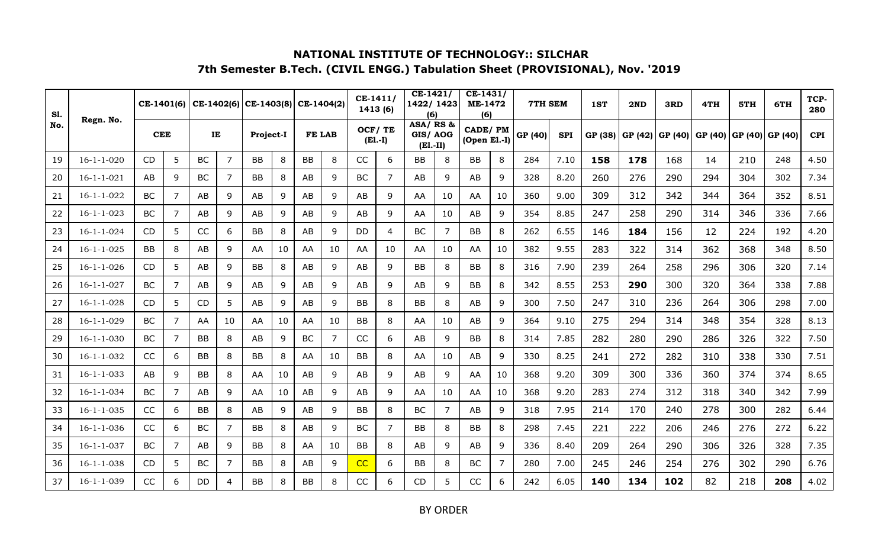## NATIONAL INSTITUTE OF TECHNOLOGY:: SILCHAR

### 7th Semester B.Tech. (CIVIL ENGG.) Tabulation Sheet (PROVISIONAL), Nov. '2019

| Sl. No. | Regn. No. | CE-1401(6) | | CE-1402(6) | | CE-1403(8) | | CE-1404(2) | | CE-1411/ 1413 (6) | | CE-1421/ 1422/ 1423 (6) | | CE-1431/ ME-1472 (6) | | 7TH SEM | | 1ST | 2ND | 3RD | 4TH | 5TH | 6TH | TCP-280 |
|---|---|---|---|---|---|---|---|---|---|---|---|---|---|---|---|---|---|---|---|---|---|---|---|---|
| | | CEE | | IE | | Project-I | | FE LAB | | OCF/ TE (El.-I) | | ASA/ RS & GIS/ AOG (El.-II) | | CADE/ PM (Open El.-I) | | GP (40) | SPI | GP (38) | GP (42) | GP (40) | GP (40) | GP (40) | GP (40) | CPI |
| 19 | 16-1-1-020 | CD | 5 | BC | 7 | BB | 8 | BB | 8 | CC | 6 | BB | 8 | BB | 8 | 284 | 7.10 | **158** | **178** | 168 | 14 | 210 | 248 | 4.50 |
| 20 | 16-1-1-021 | AB | 9 | BC | 7 | BB | 8 | AB | 9 | BC | 7 | AB | 9 | AB | 9 | 328 | 8.20 | 260 | 276 | 290 | 294 | 304 | 302 | 7.34 |
| 21 | 16-1-1-022 | BC | 7 | AB | 9 | AB | 9 | AB | 9 | AB | 9 | AA | 10 | AA | 10 | 360 | 9.00 | 309 | 312 | 342 | 344 | 364 | 352 | 8.51 |
| 22 | 16-1-1-023 | BC | 7 | AB | 9 | AB | 9 | AB | 9 | AB | 9 | AA | 10 | AB | 9 | 354 | 8.85 | 247 | 258 | 290 | 314 | 346 | 336 | 7.66 |
| 23 | 16-1-1-024 | CD | 5 | CC | 6 | BB | 8 | AB | 9 | DD | 4 | BC | 7 | BB | 8 | 262 | 6.55 | 146 | **184** | 156 | 12 | 224 | 192 | 4.20 |
| 24 | 16-1-1-025 | BB | 8 | AB | 9 | AA | 10 | AA | 10 | AA | 10 | AA | 10 | AA | 10 | 382 | 9.55 | 283 | 322 | 314 | 362 | 368 | 348 | 8.50 |
| 25 | 16-1-1-026 | CD | 5 | AB | 9 | BB | 8 | AB | 9 | AB | 9 | BB | 8 | BB | 8 | 316 | 7.90 | 239 | 264 | 258 | 296 | 306 | 320 | 7.14 |
| 26 | 16-1-1-027 | BC | 7 | AB | 9 | AB | 9 | AB | 9 | AB | 9 | AB | 9 | BB | 8 | 342 | 8.55 | 253 | **290** | 300 | 320 | 364 | 338 | 7.88 |
| 27 | 16-1-1-028 | CD | 5 | CD | 5 | AB | 9 | AB | 9 | BB | 8 | BB | 8 | AB | 9 | 300 | 7.50 | 247 | 310 | 236 | 264 | 306 | 298 | 7.00 |
| 28 | 16-1-1-029 | BC | 7 | AA | 10 | AA | 10 | AA | 10 | BB | 8 | AA | 10 | AB | 9 | 364 | 9.10 | 275 | 294 | 314 | 348 | 354 | 328 | 8.13 |
| 29 | 16-1-1-030 | BC | 7 | BB | 8 | AB | 9 | BC | 7 | CC | 6 | AB | 9 | BB | 8 | 314 | 7.85 | 282 | 280 | 290 | 286 | 326 | 322 | 7.50 |
| 30 | 16-1-1-032 | CC | 6 | BB | 8 | BB | 8 | AA | 10 | BB | 8 | AA | 10 | AB | 9 | 330 | 8.25 | 241 | 272 | 282 | 310 | 338 | 330 | 7.51 |
| 31 | 16-1-1-033 | AB | 9 | BB | 8 | AA | 10 | AB | 9 | AB | 9 | AB | 9 | AA | 10 | 368 | 9.20 | 309 | 300 | 336 | 360 | 374 | 374 | 8.65 |
| 32 | 16-1-1-034 | BC | 7 | AB | 9 | AA | 10 | AB | 9 | AB | 9 | AA | 10 | AA | 10 | 368 | 9.20 | 283 | 274 | 312 | 318 | 340 | 342 | 7.99 |
| 33 | 16-1-1-035 | CC | 6 | BB | 8 | AB | 9 | AB | 9 | BB | 8 | BC | 7 | AB | 9 | 318 | 7.95 | 214 | 170 | 240 | 278 | 300 | 282 | 6.44 |
| 34 | 16-1-1-036 | CC | 6 | BC | 7 | BB | 8 | AB | 9 | BC | 7 | BB | 8 | BB | 8 | 298 | 7.45 | 221 | 222 | 206 | 246 | 276 | 272 | 6.22 |
| 35 | 16-1-1-037 | BC | 7 | AB | 9 | BB | 8 | AA | 10 | BB | 8 | AB | 9 | AB | 9 | 336 | 8.40 | 209 | 264 | 290 | 306 | 326 | 328 | 7.35 |
| 36 | 16-1-1-038 | CD | 5 | BC | 7 | BB | 8 | AB | 9 | CC | 6 | BB | 8 | BC | 7 | 280 | 7.00 | 245 | 246 | 254 | 276 | 302 | 290 | 6.76 |
| 37 | 16-1-1-039 | CC | 6 | DD | 4 | BB | 8 | BB | 8 | CC | 6 | CD | 5 | CC | 6 | 242 | 6.05 | **140** | **134** | **102** | 82 | 218 | **208** | 4.02 |

BY ORDER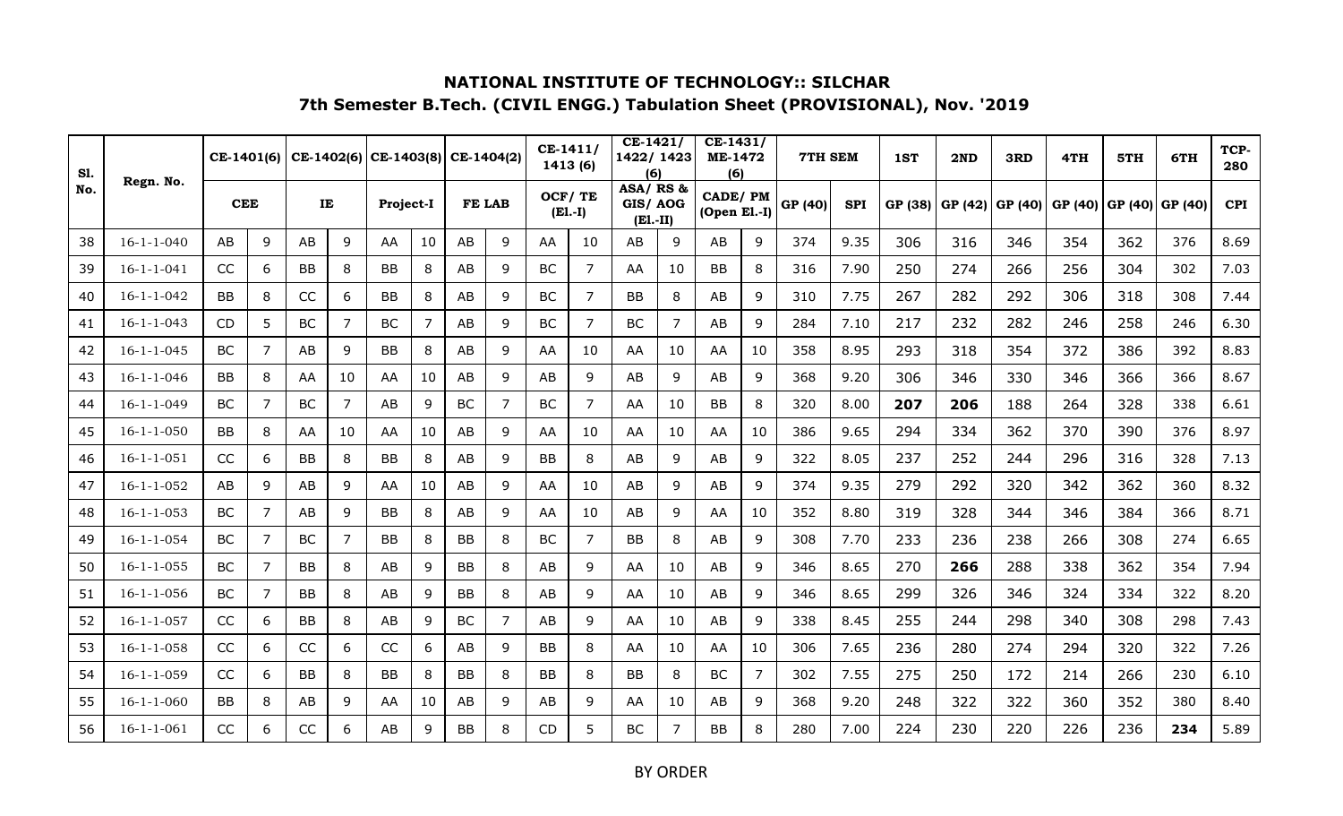## NATIONAL INSTITUTE OF TECHNOLOGY:: SILCHAR

### 7th Semester B.Tech. (CIVIL ENGG.) Tabulation Sheet (PROVISIONAL), Nov. '2019

| Sl. No. | Regn. No. | CE-1401(6) | | CE-1402(6) | | CE-1403(8) | | CE-1404(2) | | CE-1411/ 1413 (6) | | CE-1421/ 1422/ 1423 (6) | | CE-1431/ ME-1472 (6) | | 7TH SEM | | 1ST | 2ND | 3RD | 4TH | 5TH | 6TH | TCP-280 |
|---|---|---|---|---|---|---|---|---|---|---|---|---|---|---|---|---|---|---|---|---|---|---|---|---|
| | | CEE | | IE | | Project-I | | FE LAB | | OCF/ TE (El.-I) | | ASA/ RS & GIS/ AOG (El.-II) | | CADE/ PM (Open El.-I) | | GP (40) | SPI | GP (38) | GP (42) | GP (40) | GP (40) | GP (40) | GP (40) | CPI |
| 38 | 16-1-1-040 | AB | 9 | AB | 9 | AA | 10 | AB | 9 | AA | 10 | AB | 9 | AB | 9 | 374 | 9.35 | 306 | 316 | 346 | 354 | 362 | 376 | 8.69 |
| 39 | 16-1-1-041 | CC | 6 | BB | 8 | BB | 8 | AB | 9 | BC | 7 | AA | 10 | BB | 8 | 316 | 7.90 | 250 | 274 | 266 | 256 | 304 | 302 | 7.03 |
| 40 | 16-1-1-042 | BB | 8 | CC | 6 | BB | 8 | AB | 9 | BC | 7 | BB | 8 | AB | 9 | 310 | 7.75 | 267 | 282 | 292 | 306 | 318 | 308 | 7.44 |
| 41 | 16-1-1-043 | CD | 5 | BC | 7 | BC | 7 | AB | 9 | BC | 7 | BC | 7 | AB | 9 | 284 | 7.10 | 217 | 232 | 282 | 246 | 258 | 246 | 6.30 |
| 42 | 16-1-1-045 | BC | 7 | AB | 9 | BB | 8 | AB | 9 | AA | 10 | AA | 10 | AA | 10 | 358 | 8.95 | 293 | 318 | 354 | 372 | 386 | 392 | 8.83 |
| 43 | 16-1-1-046 | BB | 8 | AA | 10 | AA | 10 | AB | 9 | AB | 9 | AB | 9 | AB | 9 | 368 | 9.20 | 306 | 346 | 330 | 346 | 366 | 366 | 8.67 |
| 44 | 16-1-1-049 | BC | 7 | BC | 7 | AB | 9 | BC | 7 | BC | 7 | AA | 10 | BB | 8 | 320 | 8.00 | **207** | **206** | 188 | 264 | 328 | 338 | 6.61 |
| 45 | 16-1-1-050 | BB | 8 | AA | 10 | AA | 10 | AB | 9 | AA | 10 | AA | 10 | AA | 10 | 386 | 9.65 | 294 | 334 | 362 | 370 | 390 | 376 | 8.97 |
| 46 | 16-1-1-051 | CC | 6 | BB | 8 | BB | 8 | AB | 9 | BB | 8 | AB | 9 | AB | 9 | 322 | 8.05 | 237 | 252 | 244 | 296 | 316 | 328 | 7.13 |
| 47 | 16-1-1-052 | AB | 9 | AB | 9 | AA | 10 | AB | 9 | AA | 10 | AB | 9 | AB | 9 | 374 | 9.35 | 279 | 292 | 320 | 342 | 362 | 360 | 8.32 |
| 48 | 16-1-1-053 | BC | 7 | AB | 9 | BB | 8 | AB | 9 | AA | 10 | AB | 9 | AA | 10 | 352 | 8.80 | 319 | 328 | 344 | 346 | 384 | 366 | 8.71 |
| 49 | 16-1-1-054 | BC | 7 | BC | 7 | BB | 8 | BB | 8 | BC | 7 | BB | 8 | AB | 9 | 308 | 7.70 | 233 | 236 | 238 | 266 | 308 | 274 | 6.65 |
| 50 | 16-1-1-055 | BC | 7 | BB | 8 | AB | 9 | BB | 8 | AB | 9 | AA | 10 | AB | 9 | 346 | 8.65 | 270 | **266** | 288 | 338 | 362 | 354 | 7.94 |
| 51 | 16-1-1-056 | BC | 7 | BB | 8 | AB | 9 | BB | 8 | AB | 9 | AA | 10 | AB | 9 | 346 | 8.65 | 299 | 326 | 346 | 324 | 334 | 322 | 8.20 |
| 52 | 16-1-1-057 | CC | 6 | BB | 8 | AB | 9 | BC | 7 | AB | 9 | AA | 10 | AB | 9 | 338 | 8.45 | 255 | 244 | 298 | 340 | 308 | 298 | 7.43 |
| 53 | 16-1-1-058 | CC | 6 | CC | 6 | CC | 6 | AB | 9 | BB | 8 | AA | 10 | AA | 10 | 306 | 7.65 | 236 | 280 | 274 | 294 | 320 | 322 | 7.26 |
| 54 | 16-1-1-059 | CC | 6 | BB | 8 | BB | 8 | BB | 8 | BB | 8 | BB | 8 | BC | 7 | 302 | 7.55 | 275 | 250 | 172 | 214 | 266 | 230 | 6.10 |
| 55 | 16-1-1-060 | BB | 8 | AB | 9 | AA | 10 | AB | 9 | AB | 9 | AA | 10 | AB | 9 | 368 | 9.20 | 248 | 322 | 322 | 360 | 352 | 380 | 8.40 |
| 56 | 16-1-1-061 | CC | 6 | CC | 6 | AB | 9 | BB | 8 | CD | 5 | BC | 7 | BB | 8 | 280 | 7.00 | 224 | 230 | 220 | 226 | 236 | **234** | 5.89 |

BY ORDER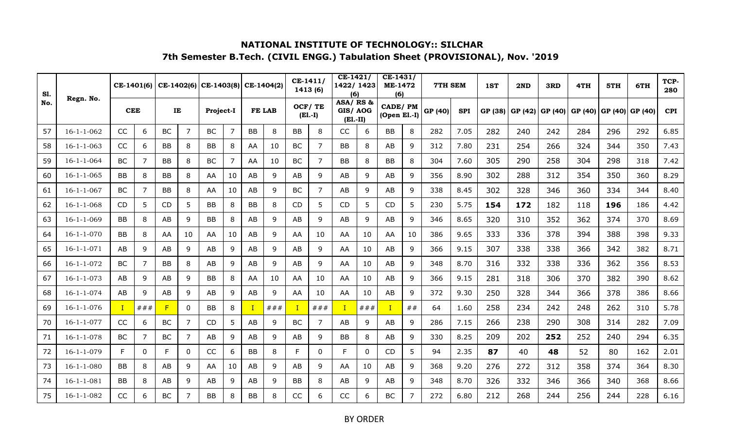## NATIONAL INSTITUTE OF TECHNOLOGY:: SILCHAR

### 7th Semester B.Tech. (CIVIL ENGG.) Tabulation Sheet (PROVISIONAL), Nov. '2019

| Sl. No. | Regn. No. | CE-1401(6) | | CE-1402(6) | | CE-1403(8) | | CE-1404(2) | | CE-1411/ 1413 (6) | | CE-1421/ 1422/ 1423 (6) | | CE-1431/ ME-1472 (6) | | 7TH SEM | | 1ST | 2ND | 3RD | 4TH | 5TH | 6TH | TCP-280 |
|---|---|---|---|---|---|---|---|---|---|---|---|---|---|---|---|---|---|---|---|---|---|---|---|---|
| | | CEE | | IE | | Project-I | | FE LAB | | OCF/ TE (El.-I) | | ASA/ RS & GIS/ AOG (El.-II) | | CADE/ PM (Open El.-I) | | GP (40) | SPI | GP (38) | GP (42) | GP (40) | GP (40) | GP (40) | GP (40) | CPI |
| 57 | 16-1-1-062 | CC | 6 | BC | 7 | BC | 7 | BB | 8 | BB | 8 | CC | 6 | BB | 8 | 282 | 7.05 | 282 | 240 | 242 | 284 | 296 | 292 | 6.85 |
| 58 | 16-1-1-063 | CC | 6 | BB | 8 | BB | 8 | AA | 10 | BC | 7 | BB | 8 | AB | 9 | 312 | 7.80 | 231 | 254 | 266 | 324 | 344 | 350 | 7.43 |
| 59 | 16-1-1-064 | BC | 7 | BB | 8 | BC | 7 | AA | 10 | BC | 7 | BB | 8 | BB | 8 | 304 | 7.60 | 305 | 290 | 258 | 304 | 298 | 318 | 7.42 |
| 60 | 16-1-1-065 | BB | 8 | BB | 8 | AA | 10 | AB | 9 | AB | 9 | AB | 9 | AB | 9 | 356 | 8.90 | 302 | 288 | 312 | 354 | 350 | 360 | 8.29 |
| 61 | 16-1-1-067 | BC | 7 | BB | 8 | AA | 10 | AB | 9 | BC | 7 | AB | 9 | AB | 9 | 338 | 8.45 | 302 | 328 | 346 | 360 | 334 | 344 | 8.40 |
| 62 | 16-1-1-068 | CD | 5 | CD | 5 | BB | 8 | BB | 8 | CD | 5 | CD | 5 | CD | 5 | 230 | 5.75 | **154** | **172** | 182 | 118 | **196** | 186 | 4.42 |
| 63 | 16-1-1-069 | BB | 8 | AB | 9 | BB | 8 | AB | 9 | AB | 9 | AB | 9 | AB | 9 | 346 | 8.65 | 320 | 310 | 352 | 362 | 374 | 370 | 8.69 |
| 64 | 16-1-1-070 | BB | 8 | AA | 10 | AA | 10 | AB | 9 | AA | 10 | AA | 10 | AA | 10 | 386 | 9.65 | 333 | 336 | 378 | 394 | 388 | 398 | 9.33 |
| 65 | 16-1-1-071 | AB | 9 | AB | 9 | AB | 9 | AB | 9 | AB | 9 | AA | 10 | AB | 9 | 366 | 9.15 | 307 | 338 | 338 | 366 | 342 | 382 | 8.71 |
| 66 | 16-1-1-072 | BC | 7 | BB | 8 | AB | 9 | AB | 9 | AB | 9 | AA | 10 | AB | 9 | 348 | 8.70 | 316 | 332 | 338 | 336 | 362 | 356 | 8.53 |
| 67 | 16-1-1-073 | AB | 9 | AB | 9 | BB | 8 | AA | 10 | AA | 10 | AA | 10 | AB | 9 | 366 | 9.15 | 281 | 318 | 306 | 370 | 382 | 390 | 8.62 |
| 68 | 16-1-1-074 | AB | 9 | AB | 9 | AB | 9 | AB | 9 | AA | 10 | AA | 10 | AB | 9 | 372 | 9.30 | 250 | 328 | 344 | 366 | 378 | 386 | 8.66 |
| 69 | 16-1-1-076 | I | ### | F | 0 | BB | 8 | I | ### | I | ### | I | ### | I | ## | 64 | 1.60 | 258 | 234 | 242 | 248 | 262 | 310 | 5.78 |
| 70 | 16-1-1-077 | CC | 6 | BC | 7 | CD | 5 | AB | 9 | BC | 7 | AB | 9 | AB | 9 | 286 | 7.15 | 266 | 238 | 290 | 308 | 314 | 282 | 7.09 |
| 71 | 16-1-1-078 | BC | 7 | BC | 7 | AB | 9 | AB | 9 | AB | 9 | BB | 8 | AB | 9 | 330 | 8.25 | 209 | 202 | **252** | 252 | 240 | 294 | 6.35 |
| 72 | 16-1-1-079 | F | 0 | F | 0 | CC | 6 | BB | 8 | F | 0 | F | 0 | CD | 5 | 94 | 2.35 | **87** | 40 | **48** | 52 | 80 | 162 | 2.01 |
| 73 | 16-1-1-080 | BB | 8 | AB | 9 | AA | 10 | AB | 9 | AB | 9 | AA | 10 | AB | 9 | 368 | 9.20 | 276 | 272 | 312 | 358 | 374 | 364 | 8.30 |
| 74 | 16-1-1-081 | BB | 8 | AB | 9 | AB | 9 | AB | 9 | BB | 8 | AB | 9 | AB | 9 | 348 | 8.70 | 326 | 332 | 346 | 366 | 340 | 368 | 8.66 |
| 75 | 16-1-1-082 | CC | 6 | BC | 7 | BB | 8 | BB | 8 | CC | 6 | CC | 6 | BC | 7 | 272 | 6.80 | 212 | 268 | 244 | 256 | 244 | 228 | 6.16 |

BY ORDER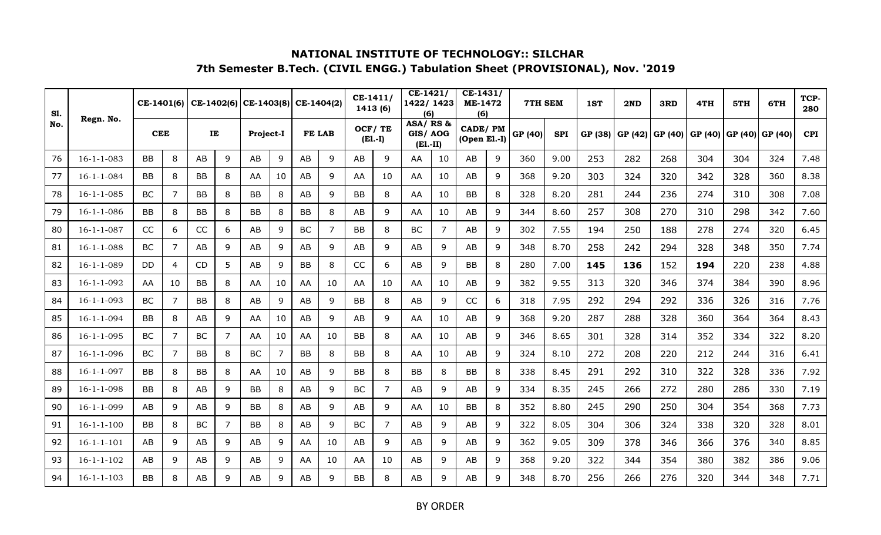## NATIONAL INSTITUTE OF TECHNOLOGY:: SILCHAR

### 7th Semester B.Tech. (CIVIL ENGG.) Tabulation Sheet (PROVISIONAL), Nov. '2019

| Sl. No. | Regn. No. | CE-1401(6) | | CE-1402(6) | | CE-1403(8) | | CE-1404(2) | | CE-1411/ 1413 (6) | | CE-1421/ 1422/ 1423 (6) | | CE-1431/ ME-1472 (6) | | 7TH SEM | | 1ST | 2ND | 3RD | 4TH | 5TH | 6TH | TCP-280 |
|---|---|---|---|---|---|---|---|---|---|---|---|---|---|---|---|---|---|---|---|---|---|---|---|---|
| | | CEE | | IE | | Project-I | | FE LAB | | OCF/ TE (El.-I) | | ASA/ RS & GIS/ AOG (El.-II) | | CADE/ PM (Open El.-I) | | GP (40) | SPI | GP (38) | GP (42) | GP (40) | GP (40) | GP (40) | GP (40) | CPI |
| 76 | 16-1-1-083 | BB | 8 | AB | 9 | AB | 9 | AB | 9 | AB | 9 | AA | 10 | AB | 9 | 360 | 9.00 | 253 | 282 | 268 | 304 | 304 | 324 | 7.48 |
| 77 | 16-1-1-084 | BB | 8 | BB | 8 | AA | 10 | AB | 9 | AA | 10 | AA | 10 | AB | 9 | 368 | 9.20 | 303 | 324 | 320 | 342 | 328 | 360 | 8.38 |
| 78 | 16-1-1-085 | BC | 7 | BB | 8 | BB | 8 | AB | 9 | BB | 8 | AA | 10 | BB | 8 | 328 | 8.20 | 281 | 244 | 236 | 274 | 310 | 308 | 7.08 |
| 79 | 16-1-1-086 | BB | 8 | BB | 8 | BB | 8 | BB | 8 | AB | 9 | AA | 10 | AB | 9 | 344 | 8.60 | 257 | 308 | 270 | 310 | 298 | 342 | 7.60 |
| 80 | 16-1-1-087 | CC | 6 | CC | 6 | AB | 9 | BC | 7 | BB | 8 | BC | 7 | AB | 9 | 302 | 7.55 | 194 | 250 | 188 | 278 | 274 | 320 | 6.45 |
| 81 | 16-1-1-088 | BC | 7 | AB | 9 | AB | 9 | AB | 9 | AB | 9 | AB | 9 | AB | 9 | 348 | 8.70 | 258 | 242 | 294 | 328 | 348 | 350 | 7.74 |
| 82 | 16-1-1-089 | DD | 4 | CD | 5 | AB | 9 | BB | 8 | CC | 6 | AB | 9 | BB | 8 | 280 | 7.00 | **145** | **136** | 152 | **194** | 220 | 238 | 4.88 |
| 83 | 16-1-1-092 | AA | 10 | BB | 8 | AA | 10 | AA | 10 | AA | 10 | AA | 10 | AB | 9 | 382 | 9.55 | 313 | 320 | 346 | 374 | 384 | 390 | 8.96 |
| 84 | 16-1-1-093 | BC | 7 | BB | 8 | AB | 9 | AB | 9 | BB | 8 | AB | 9 | CC | 6 | 318 | 7.95 | 292 | 294 | 292 | 336 | 326 | 316 | 7.76 |
| 85 | 16-1-1-094 | BB | 8 | AB | 9 | AA | 10 | AB | 9 | AB | 9 | AA | 10 | AB | 9 | 368 | 9.20 | 287 | 288 | 328 | 360 | 364 | 364 | 8.43 |
| 86 | 16-1-1-095 | BC | 7 | BC | 7 | AA | 10 | AA | 10 | BB | 8 | AA | 10 | AB | 9 | 346 | 8.65 | 301 | 328 | 314 | 352 | 334 | 322 | 8.20 |
| 87 | 16-1-1-096 | BC | 7 | BB | 8 | BC | 7 | BB | 8 | BB | 8 | AA | 10 | AB | 9 | 324 | 8.10 | 272 | 208 | 220 | 212 | 244 | 316 | 6.41 |
| 88 | 16-1-1-097 | BB | 8 | BB | 8 | AA | 10 | AB | 9 | BB | 8 | BB | 8 | BB | 8 | 338 | 8.45 | 291 | 292 | 310 | 322 | 328 | 336 | 7.92 |
| 89 | 16-1-1-098 | BB | 8 | AB | 9 | BB | 8 | AB | 9 | BC | 7 | AB | 9 | AB | 9 | 334 | 8.35 | 245 | 266 | 272 | 280 | 286 | 330 | 7.19 |
| 90 | 16-1-1-099 | AB | 9 | AB | 9 | BB | 8 | AB | 9 | AB | 9 | AA | 10 | BB | 8 | 352 | 8.80 | 245 | 290 | 250 | 304 | 354 | 368 | 7.73 |
| 91 | 16-1-1-100 | BB | 8 | BC | 7 | BB | 8 | AB | 9 | BC | 7 | AB | 9 | AB | 9 | 322 | 8.05 | 304 | 306 | 324 | 338 | 320 | 328 | 8.01 |
| 92 | 16-1-1-101 | AB | 9 | AB | 9 | AB | 9 | AA | 10 | AB | 9 | AB | 9 | AB | 9 | 362 | 9.05 | 309 | 378 | 346 | 366 | 376 | 340 | 8.85 |
| 93 | 16-1-1-102 | AB | 9 | AB | 9 | AB | 9 | AA | 10 | AA | 10 | AB | 9 | AB | 9 | 368 | 9.20 | 322 | 344 | 354 | 380 | 382 | 386 | 9.06 |
| 94 | 16-1-1-103 | BB | 8 | AB | 9 | AB | 9 | AB | 9 | BB | 8 | AB | 9 | AB | 9 | 348 | 8.70 | 256 | 266 | 276 | 320 | 344 | 348 | 7.71 |

BY ORDER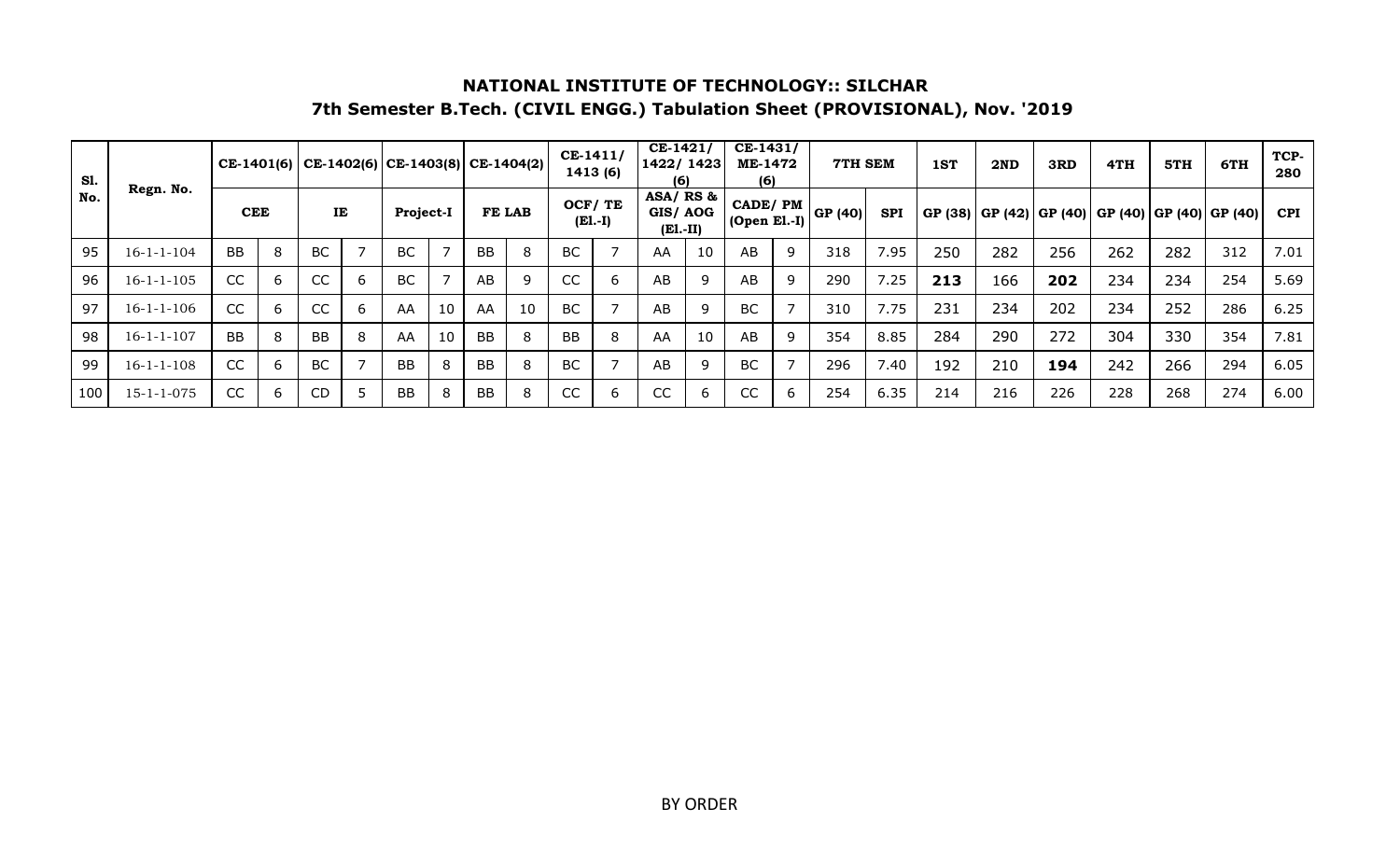## NATIONAL INSTITUTE OF TECHNOLOGY:: SILCHAR

### 7th Semester B.Tech. (CIVIL ENGG.) Tabulation Sheet (PROVISIONAL), Nov. '2019

| Sl. No. | Regn. No. | CE-1401(6) | | CE-1402(6) | | CE-1403(8) | | CE-1404(2) | | CE-1411/ 1413 (6) | | CE-1421/ 1422/ 1423 (6) | | CE-1431/ ME-1472 (6) | | 7TH SEM | | 1ST | 2ND | 3RD | 4TH | 5TH | 6TH | TCP-280 |
|---|---|---|---|---|---|---|---|---|---|---|---|---|---|---|---|---|---|---|---|---|---|---|---|---|
| | | CEE | | IE | | Project-I | | FE LAB | | OCF/ TE (El.-I) | | ASA/ RS & GIS/ AOG (El.-II) | | CADE/ PM (Open El.-I) | | GP (40) | SPI | GP (38) | GP (42) | GP (40) | GP (40) | GP (40) | GP (40) | CPI |
| 95 | 16-1-1-104 | BB | 8 | BC | 7 | BC | 7 | BB | 8 | BC | 7 | AA | 10 | AB | 9 | 318 | 7.95 | 250 | 282 | 256 | 262 | 282 | 312 | 7.01 |
| 96 | 16-1-1-105 | CC | 6 | CC | 6 | BC | 7 | AB | 9 | CC | 6 | AB | 9 | AB | 9 | 290 | 7.25 | **213** | 166 | **202** | 234 | 234 | 254 | 5.69 |
| 97 | 16-1-1-106 | CC | 6 | CC | 6 | AA | 10 | AA | 10 | BC | 7 | AB | 9 | BC | 7 | 310 | 7.75 | 231 | 234 | 202 | 234 | 252 | 286 | 6.25 |
| 98 | 16-1-1-107 | BB | 8 | BB | 8 | AA | 10 | BB | 8 | BB | 8 | AA | 10 | AB | 9 | 354 | 8.85 | 284 | 290 | 272 | 304 | 330 | 354 | 7.81 |
| 99 | 16-1-1-108 | CC | 6 | BC | 7 | BB | 8 | BB | 8 | BC | 7 | AB | 9 | BC | 7 | 296 | 7.40 | 192 | 210 | **194** | 242 | 266 | 294 | 6.05 |
| 100 | 15-1-1-075 | CC | 6 | CD | 5 | BB | 8 | BB | 8 | CC | 6 | CC | 6 | CC | 6 | 254 | 6.35 | 214 | 216 | 226 | 228 | 268 | 274 | 6.00 |

BY ORDER